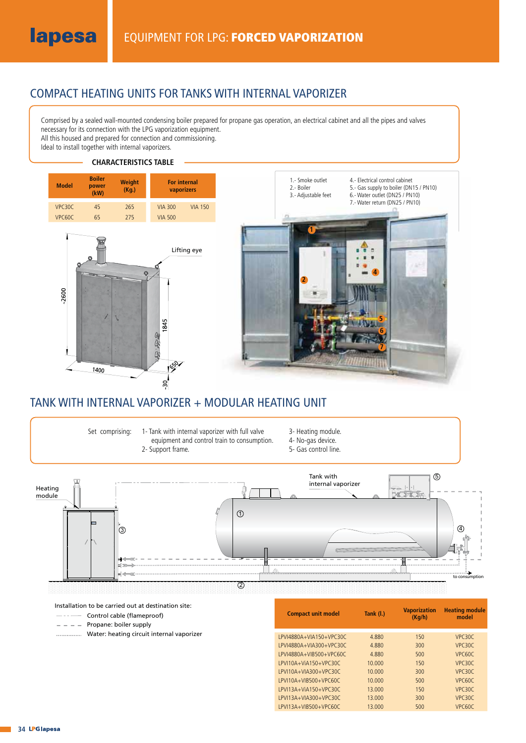# EQUIPMENT FOR LPG: **FORCED VAPORIZATION**

## COMPACT HEATING UNITS FOR TANKS WITH INTERNAL VAPORIZER

Comprised by a sealed wall-mounted condensing boiler prepared for propane gas operation, an electrical cabinet and all the pipes and valves necessary for its connection with the LPG vaporization equipment.
All this housed and prepared for connection and commissioning.
Ideal to install together with internal vaporizers.

### CHARACTERISTICS TABLE

| Model | Boiler power (kW) | Weight (Kg.) | For internal vaporizers | |
|---|---|---|---|---|
| VPC30C | 45 | 265 | VIA 300 | VIA 150 |
| VPC60C | 65 | 275 | VIA 500 | |

Lifting eye

~2600 · 1845 · 1400 · 650 · ~30

1.- Smoke outlet
2.- Boiler
3.- Adjustable feet
4.- Electrical control cabinet
5.- Gas supply to boiler (DN15 / PN10)
6.- Water outlet (DN25 / PN10)
7.- Water return (DN25 / PN10)

## TANK WITH INTERNAL VAPORIZER + MODULAR HEATING UNIT

Set comprising:

1- Tank with internal vaporizer with full valve equipment and control train to consumption.
2- Support frame.
3- Heating module.
4- No-gas device.
5- Gas control line.

Heating module · Tank with internal vaporizer · to consumption

Installation to be carried out at destination site:

- Control cable (flameproof)
- Propane: boiler supply
- Water: heating circuit internal vaporizer

| Compact unit model | Tank (l.) | Vaporization (Kg/h) | Heating module model |
|---|---|---|---|
| LPVI4880A+VIA150+VPC30C | 4.880 | 150 | VPC30C |
| LPVI4880A+VIA300+VPC30C | 4.880 | 300 | VPC30C |
| LPVI4880A+VIB500+VPC60C | 4.880 | 500 | VPC60C |
| LPVI10A+VIA150+VPC30C | 10.000 | 150 | VPC30C |
| LPVI10A+VIA300+VPC30C | 10.000 | 300 | VPC30C |
| LPVI10A+VIB500+VPC60C | 10.000 | 500 | VPC60C |
| LPVI13A+VIA150+VPC30C | 13.000 | 150 | VPC30C |
| LPVI13A+VIA300+VPC30C | 13.000 | 300 | VPC30C |
| LPVI13A+VIB500+VPC60C | 13.000 | 500 | VPC60C |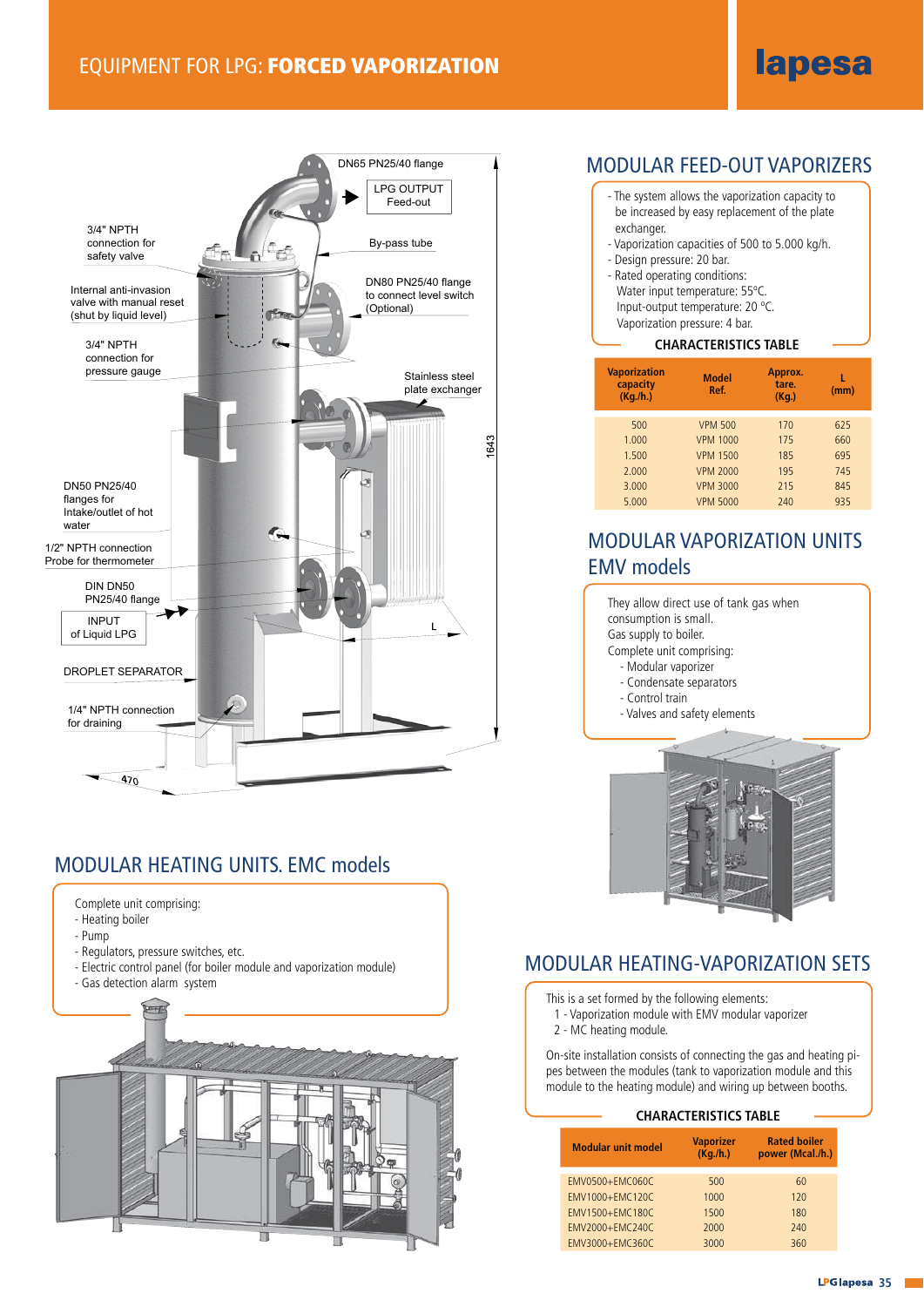# EQUIPMENT FOR LPG: **FORCED VAPORIZATION**

DN65 PN25/40 flange

LPG OUTPUT
Feed-out

3/4" NPTH connection for safety valve

By-pass tube

Internal anti-invasion valve with manual reset (shut by liquid level)

DN80 PN25/40 flange to connect level switch (Optional)

3/4" NPTH connection for pressure gauge

Stainless steel plate exchanger

1643

DN50 PN25/40 flanges for Intake/outlet of hot water

1/2" NPTH connection Probe for thermometer

DIN DN50 PN25/40 flange

INPUT of Liquid LPG

L

DROPLET SEPARATOR

1/4" NPTH connection for draining

470

## MODULAR FEED-OUT VAPORIZERS

- The system allows the vaporization capacity to be increased by easy replacement of the plate exchanger.
- Vaporization capacities of 500 to 5.000 kg/h.
- Design pressure: 20 bar.
- Rated operating conditions:
  Water input temperature: 55°C.
  Input-output temperature: 20 °C.
  Vaporization pressure: 4 bar.

### CHARACTERISTICS TABLE

| Vaporization capacity (Kg./h.) | Model Ref. | Approx. tare. (Kg.) | L (mm) |
|---|---|---|---|
| 500 | VPM 500 | 170 | 625 |
| 1.000 | VPM 1000 | 175 | 660 |
| 1.500 | VPM 1500 | 185 | 695 |
| 2.000 | VPM 2000 | 195 | 745 |
| 3.000 | VPM 3000 | 215 | 845 |
| 5.000 | VPM 5000 | 240 | 935 |

## MODULAR VAPORIZATION UNITS EMV models

They allow direct use of tank gas when consumption is small.
Gas supply to boiler.
Complete unit comprising:
- Modular vaporizer
- Condensate separators
- Control train
- Valves and safety elements

## MODULAR HEATING UNITS. EMC models

Complete unit comprising:
- Heating boiler
- Pump
- Regulators, pressure switches, etc.
- Electric control panel (for boiler module and vaporization module)
- Gas detection alarm system

## MODULAR HEATING-VAPORIZATION SETS

This is a set formed by the following elements:
1 - Vaporization module with EMV modular vaporizer
2 - MC heating module.

On-site installation consists of connecting the gas and heating pipes between the modules (tank to vaporization module and this module to the heating module) and wiring up between booths.

### CHARACTERISTICS TABLE

| Modular unit model | Vaporizer (Kg./h.) | Rated boiler power (Mcal./h.) |
|---|---|---|
| EMV0500+EMC060C | 500 | 60 |
| EMV1000+EMC120C | 1000 | 120 |
| EMV1500+EMC180C | 1500 | 180 |
| EMV2000+EMC240C | 2000 | 240 |
| EMV3000+EMC360C | 3000 | 360 |